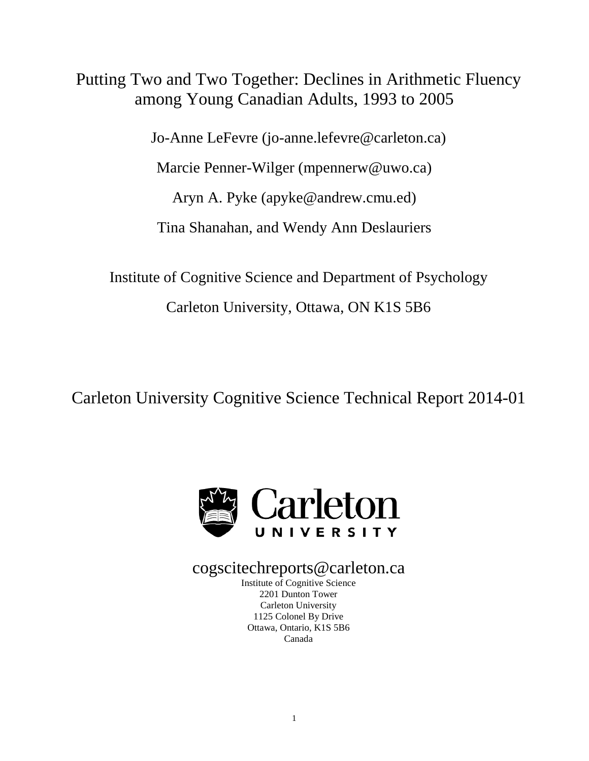# Putting Two and Two Together: Declines in Arithmetic Fluency among Young Canadian Adults, 1993 to 2005

Jo-Anne LeFevre (jo-anne.lefevre@carleton.ca)

Marcie Penner-Wilger (mpennerw@uwo.ca)

Aryn A. Pyke (apyke@andrew.cmu.ed)

Tina Shanahan, and Wendy Ann Deslauriers

Institute of Cognitive Science and Department of Psychology

Carleton University, Ottawa, ON K1S 5B6

Carleton University Cognitive Science Technical Report 2014-01

Carleton UNIVERSITY

cogscitechreports@carleton.ca
Institute of Cognitive Science
2201 Dunton Tower
Carleton University
1125 Colonel By Drive
Ottawa, Ontario, K1S 5B6
Canada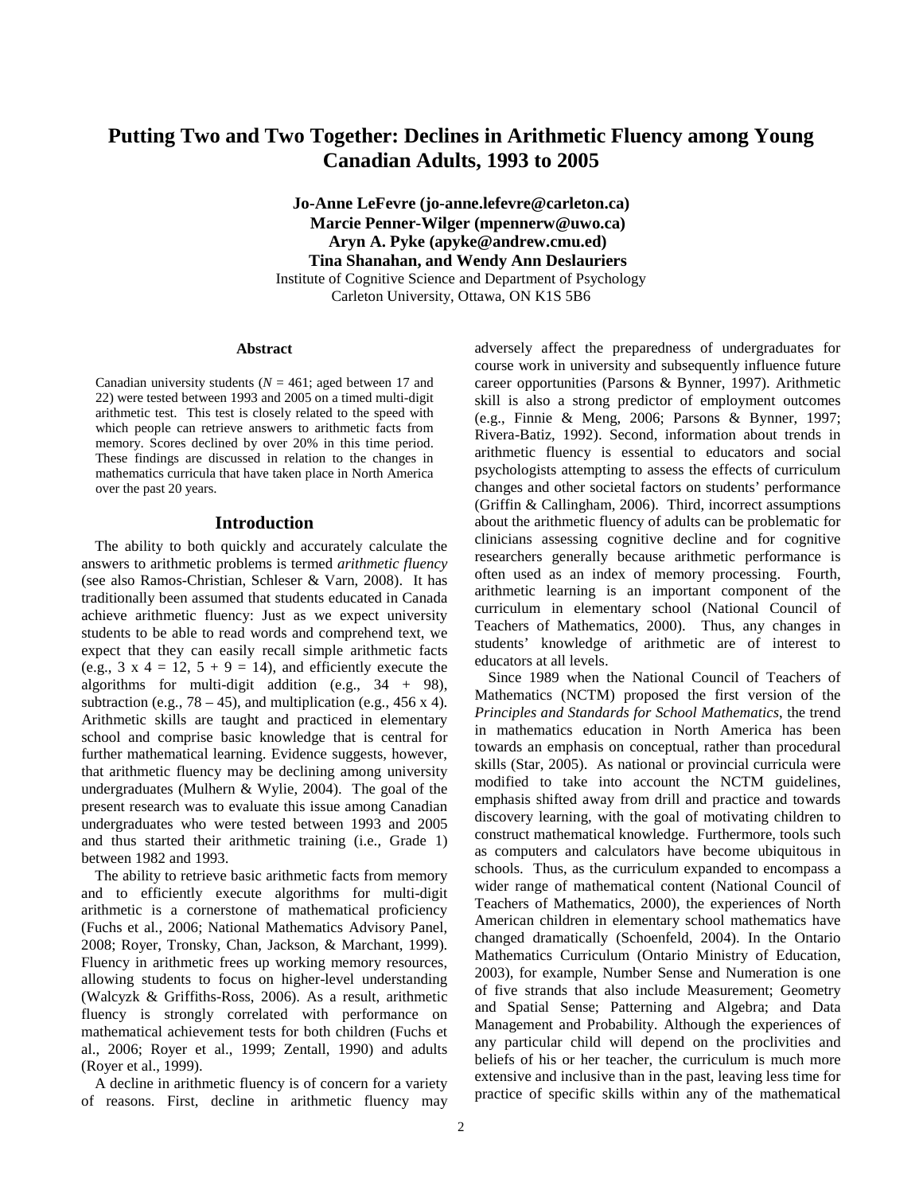# Putting Two and Two Together: Declines in Arithmetic Fluency among Young Canadian Adults, 1993 to 2005

**Jo-Anne LeFevre (jo-anne.lefevre@carleton.ca)**
**Marcie Penner-Wilger (mpennerw@uwo.ca)**
**Aryn A. Pyke (apyke@andrew.cmu.ed)**
**Tina Shanahan, and Wendy Ann Deslauriers**
Institute of Cognitive Science and Department of Psychology
Carleton University, Ottawa, ON K1S 5B6

## Abstract

Canadian university students ($N$ = 461; aged between 17 and 22) were tested between 1993 and 2005 on a timed multi-digit arithmetic test. This test is closely related to the speed with which people can retrieve answers to arithmetic facts from memory. Scores declined by over 20% in this time period. These findings are discussed in relation to the changes in mathematics curricula that have taken place in North America over the past 20 years.

## Introduction

The ability to both quickly and accurately calculate the answers to arithmetic problems is termed *arithmetic fluency* (see also Ramos-Christian, Schleser & Varn, 2008). It has traditionally been assumed that students educated in Canada achieve arithmetic fluency: Just as we expect university students to be able to read words and comprehend text, we expect that they can easily recall simple arithmetic facts (e.g., 3 x 4 = 12, 5 + 9 = 14), and efficiently execute the algorithms for multi-digit addition (e.g., 34 + 98), subtraction (e.g., 78 – 45), and multiplication (e.g., 456 x 4). Arithmetic skills are taught and practiced in elementary school and comprise basic knowledge that is central for further mathematical learning. Evidence suggests, however, that arithmetic fluency may be declining among university undergraduates (Mulhern & Wylie, 2004). The goal of the present research was to evaluate this issue among Canadian undergraduates who were tested between 1993 and 2005 and thus started their arithmetic training (i.e., Grade 1) between 1982 and 1993.

The ability to retrieve basic arithmetic facts from memory and to efficiently execute algorithms for multi-digit arithmetic is a cornerstone of mathematical proficiency (Fuchs et al., 2006; National Mathematics Advisory Panel, 2008; Royer, Tronsky, Chan, Jackson, & Marchant, 1999). Fluency in arithmetic frees up working memory resources, allowing students to focus on higher-level understanding (Walcyzk & Griffiths-Ross, 2006). As a result, arithmetic fluency is strongly correlated with performance on mathematical achievement tests for both children (Fuchs et al., 2006; Royer et al., 1999; Zentall, 1990) and adults (Royer et al., 1999).

A decline in arithmetic fluency is of concern for a variety of reasons. First, decline in arithmetic fluency may adversely affect the preparedness of undergraduates for course work in university and subsequently influence future career opportunities (Parsons & Bynner, 1997). Arithmetic skill is also a strong predictor of employment outcomes (e.g., Finnie & Meng, 2006; Parsons & Bynner, 1997; Rivera-Batiz, 1992). Second, information about trends in arithmetic fluency is essential to educators and social psychologists attempting to assess the effects of curriculum changes and other societal factors on students' performance (Griffin & Callingham, 2006). Third, incorrect assumptions about the arithmetic fluency of adults can be problematic for clinicians assessing cognitive decline and for cognitive researchers generally because arithmetic performance is often used as an index of memory processing. Fourth, arithmetic learning is an important component of the curriculum in elementary school (National Council of Teachers of Mathematics, 2000). Thus, any changes in students' knowledge of arithmetic are of interest to educators at all levels.

Since 1989 when the National Council of Teachers of Mathematics (NCTM) proposed the first version of the *Principles and Standards for School Mathematics*, the trend in mathematics education in North America has been towards an emphasis on conceptual, rather than procedural skills (Star, 2005). As national or provincial curricula were modified to take into account the NCTM guidelines, emphasis shifted away from drill and practice and towards discovery learning, with the goal of motivating children to construct mathematical knowledge. Furthermore, tools such as computers and calculators have become ubiquitous in schools. Thus, as the curriculum expanded to encompass a wider range of mathematical content (National Council of Teachers of Mathematics, 2000), the experiences of North American children in elementary school mathematics have changed dramatically (Schoenfeld, 2004). In the Ontario Mathematics Curriculum (Ontario Ministry of Education, 2003), for example, Number Sense and Numeration is one of five strands that also include Measurement; Geometry and Spatial Sense; Patterning and Algebra; and Data Management and Probability. Although the experiences of any particular child will depend on the proclivities and beliefs of his or her teacher, the curriculum is much more extensive and inclusive than in the past, leaving less time for practice of specific skills within any of the mathematical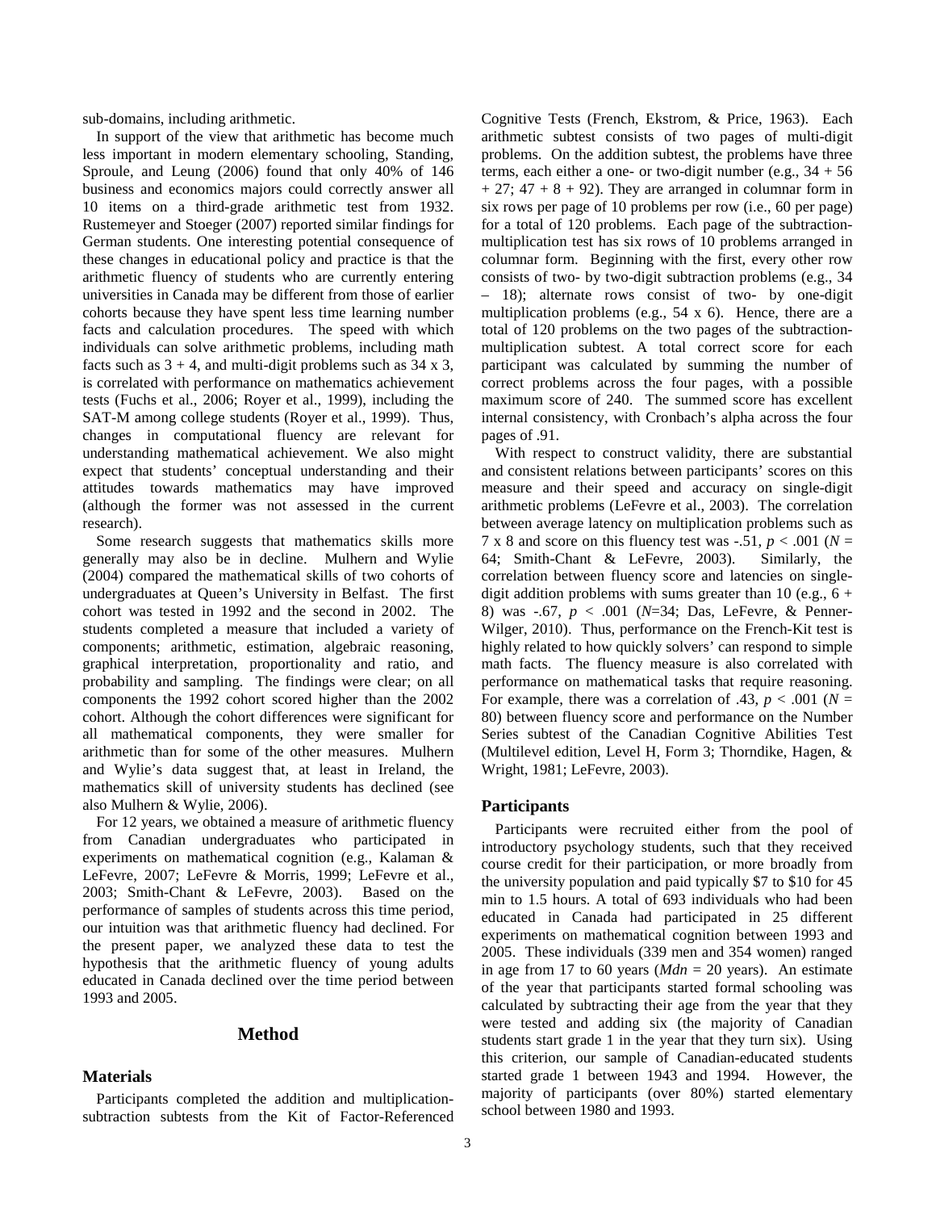sub-domains, including arithmetic.

In support of the view that arithmetic has become much less important in modern elementary schooling, Standing, Sproule, and Leung (2006) found that only 40% of 146 business and economics majors could correctly answer all 10 items on a third-grade arithmetic test from 1932. Rustemeyer and Stoeger (2007) reported similar findings for German students. One interesting potential consequence of these changes in educational policy and practice is that the arithmetic fluency of students who are currently entering universities in Canada may be different from those of earlier cohorts because they have spent less time learning number facts and calculation procedures. The speed with which individuals can solve arithmetic problems, including math facts such as 3 + 4, and multi-digit problems such as 34 x 3, is correlated with performance on mathematics achievement tests (Fuchs et al., 2006; Royer et al., 1999), including the SAT-M among college students (Royer et al., 1999). Thus, changes in computational fluency are relevant for understanding mathematical achievement. We also might expect that students' conceptual understanding and their attitudes towards mathematics may have improved (although the former was not assessed in the current research).

Some research suggests that mathematics skills more generally may also be in decline. Mulhern and Wylie (2004) compared the mathematical skills of two cohorts of undergraduates at Queen's University in Belfast. The first cohort was tested in 1992 and the second in 2002. The students completed a measure that included a variety of components; arithmetic, estimation, algebraic reasoning, graphical interpretation, proportionality and ratio, and probability and sampling. The findings were clear; on all components the 1992 cohort scored higher than the 2002 cohort. Although the cohort differences were significant for all mathematical components, they were smaller for arithmetic than for some of the other measures. Mulhern and Wylie's data suggest that, at least in Ireland, the mathematics skill of university students has declined (see also Mulhern & Wylie, 2006).

For 12 years, we obtained a measure of arithmetic fluency from Canadian undergraduates who participated in experiments on mathematical cognition (e.g., Kalaman & LeFevre, 2007; LeFevre & Morris, 1999; LeFevre et al., 2003; Smith-Chant & LeFevre, 2003). Based on the performance of samples of students across this time period, our intuition was that arithmetic fluency had declined. For the present paper, we analyzed these data to test the hypothesis that the arithmetic fluency of young adults educated in Canada declined over the time period between 1993 and 2005.

## Method

### Materials

Participants completed the addition and multiplication-subtraction subtests from the Kit of Factor-Referenced Cognitive Tests (French, Ekstrom, & Price, 1963). Each arithmetic subtest consists of two pages of multi-digit problems. On the addition subtest, the problems have three terms, each either a one- or two-digit number (e.g., 34 + 56 + 27; 47 + 8 + 92). They are arranged in columnar form in six rows per page of 10 problems per row (i.e., 60 per page) for a total of 120 problems. Each page of the subtraction-multiplication test has six rows of 10 problems arranged in columnar form. Beginning with the first, every other row consists of two- by two-digit subtraction problems (e.g., 34 – 18); alternate rows consist of two- by one-digit multiplication problems (e.g., 54 x 6). Hence, there are a total of 120 problems on the two pages of the subtraction-multiplication subtest. A total correct score for each participant was calculated by summing the number of correct problems across the four pages, with a possible maximum score of 240. The summed score has excellent internal consistency, with Cronbach's alpha across the four pages of .91.

With respect to construct validity, there are substantial and consistent relations between participants' scores on this measure and their speed and accuracy on single-digit arithmetic problems (LeFevre et al., 2003). The correlation between average latency on multiplication problems such as 7 x 8 and score on this fluency test was -.51, $p < .001$ ($N$ = 64; Smith-Chant & LeFevre, 2003). Similarly, the correlation between fluency score and latencies on single-digit addition problems with sums greater than 10 (e.g., 6 + 8) was -.67, $p < .001$ ($N$=34; Das, LeFevre, & Penner-Wilger, 2010). Thus, performance on the French-Kit test is highly related to how quickly solvers' can respond to simple math facts. The fluency measure is also correlated with performance on mathematical tasks that require reasoning. For example, there was a correlation of .43, $p < .001$ ($N$ = 80) between fluency score and performance on the Number Series subtest of the Canadian Cognitive Abilities Test (Multilevel edition, Level H, Form 3; Thorndike, Hagen, & Wright, 1981; LeFevre, 2003).

### Participants

Participants were recruited either from the pool of introductory psychology students, such that they received course credit for their participation, or more broadly from the university population and paid typically $7 to $10 for 45 min to 1.5 hours. A total of 693 individuals who had been educated in Canada had participated in 25 different experiments on mathematical cognition between 1993 and 2005. These individuals (339 men and 354 women) ranged in age from 17 to 60 years ($Mdn$ = 20 years). An estimate of the year that participants started formal schooling was calculated by subtracting their age from the year that they were tested and adding six (the majority of Canadian students start grade 1 in the year that they turn six). Using this criterion, our sample of Canadian-educated students started grade 1 between 1943 and 1994. However, the majority of participants (over 80%) started elementary school between 1980 and 1993.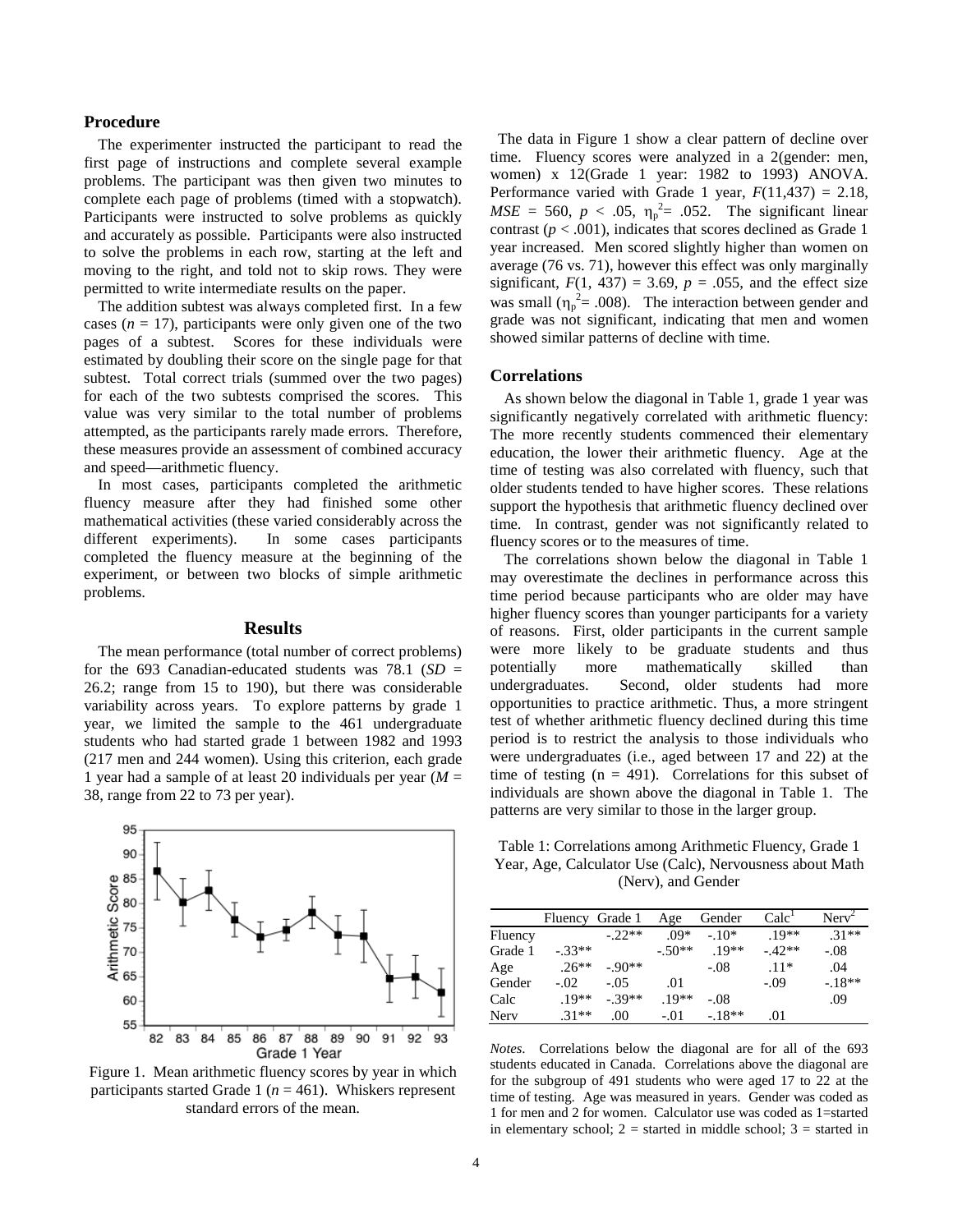## Procedure

The experimenter instructed the participant to read the first page of instructions and complete several example problems. The participant was then given two minutes to complete each page of problems (timed with a stopwatch). Participants were instructed to solve problems as quickly and accurately as possible. Participants were also instructed to solve the problems in each row, starting at the left and moving to the right, and told not to skip rows. They were permitted to write intermediate results on the paper.

The addition subtest was always completed first. In a few cases ($n$ = 17), participants were only given one of the two pages of a subtest. Scores for these individuals were estimated by doubling their score on the single page for that subtest. Total correct trials (summed over the two pages) for each of the two subtests comprised the scores. This value was very similar to the total number of problems attempted, as the participants rarely made errors. Therefore, these measures provide an assessment of combined accuracy and speed—arithmetic fluency.

In most cases, participants completed the arithmetic fluency measure after they had finished some other mathematical activities (these varied considerably across the different experiments). In some cases participants completed the fluency measure at the beginning of the experiment, or between two blocks of simple arithmetic problems.

## Results

The mean performance (total number of correct problems) for the 693 Canadian-educated students was 78.1 (*SD* = 26.2; range from 15 to 190), but there was considerable variability across years. To explore patterns by grade 1 year, we limited the sample to the 461 undergraduate students who had started grade 1 between 1982 and 1993 (217 men and 244 women). Using this criterion, each grade 1 year had a sample of at least 20 individuals per year ($M$ = 38, range from 22 to 73 per year).

Figure 1. Mean arithmetic fluency scores by year in which participants started Grade 1 ($n$ = 461). Whiskers represent standard errors of the mean.

The data in Figure 1 show a clear pattern of decline over time. Fluency scores were analyzed in a 2(gender: men, women) x 12(Grade 1 year: 1982 to 1993) ANOVA. Performance varied with Grade 1 year, $F(11,437) = 2.18$, $MSE = 560$, $p < .05$, $\eta_p^2 = .052$. The significant linear contrast ($p < .001$), indicates that scores declined as Grade 1 year increased. Men scored slightly higher than women on average (76 vs. 71), however this effect was only marginally significant, $F(1, 437) = 3.69$, $p = .055$, and the effect size was small ($\eta_p^2 = .008$). The interaction between gender and grade was not significant, indicating that men and women showed similar patterns of decline with time.

## Correlations

As shown below the diagonal in Table 1, grade 1 year was significantly negatively correlated with arithmetic fluency: The more recently students commenced their elementary education, the lower their arithmetic fluency. Age at the time of testing was also correlated with fluency, such that older students tended to have higher scores. These relations support the hypothesis that arithmetic fluency declined over time. In contrast, gender was not significantly related to fluency scores or to the measures of time.

The correlations shown below the diagonal in Table 1 may overestimate the declines in performance across this time period because participants who are older may have higher fluency scores than younger participants for a variety of reasons. First, older participants in the current sample were more likely to be graduate students and thus potentially more mathematically skilled than undergraduates. Second, older students had more opportunities to practice arithmetic. Thus, a more stringent test of whether arithmetic fluency declined during this time period is to restrict the analysis to those individuals who were undergraduates (i.e., aged between 17 and 22) at the time of testing (n = 491). Correlations for this subset of individuals are shown above the diagonal in Table 1. The patterns are very similar to those in the larger group.

Table 1: Correlations among Arithmetic Fluency, Grade 1 Year, Age, Calculator Use (Calc), Nervousness about Math (Nerv), and Gender

| | Fluency | Grade 1 | Age | Gender | Calc[1] | Nerv[2] |
|---|---|---|---|---|---|---|
| Fluency | | -.22** | .09* | -.10* | .19** | .31** |
| Grade 1 | -.33** | | -.50** | .19** | -.42** | -.08 |
| Age | .26** | -.90** | | -.08 | .11* | .04 |
| Gender | -.02 | -.05 | .01 | | -.09 | -.18** |
| Calc | .19** | -.39** | .19** | -.08 | | .09 |
| Nerv | .31** | .00 | -.01 | -.18** | .01 | |

*Notes.* Correlations below the diagonal are for all of the 693 students educated in Canada. Correlations above the diagonal are for the subgroup of 491 students who were aged 17 to 22 at the time of testing. Age was measured in years. Gender was coded as 1 for men and 2 for women. Calculator use was coded as 1=started in elementary school; 2 = started in middle school; 3 = started in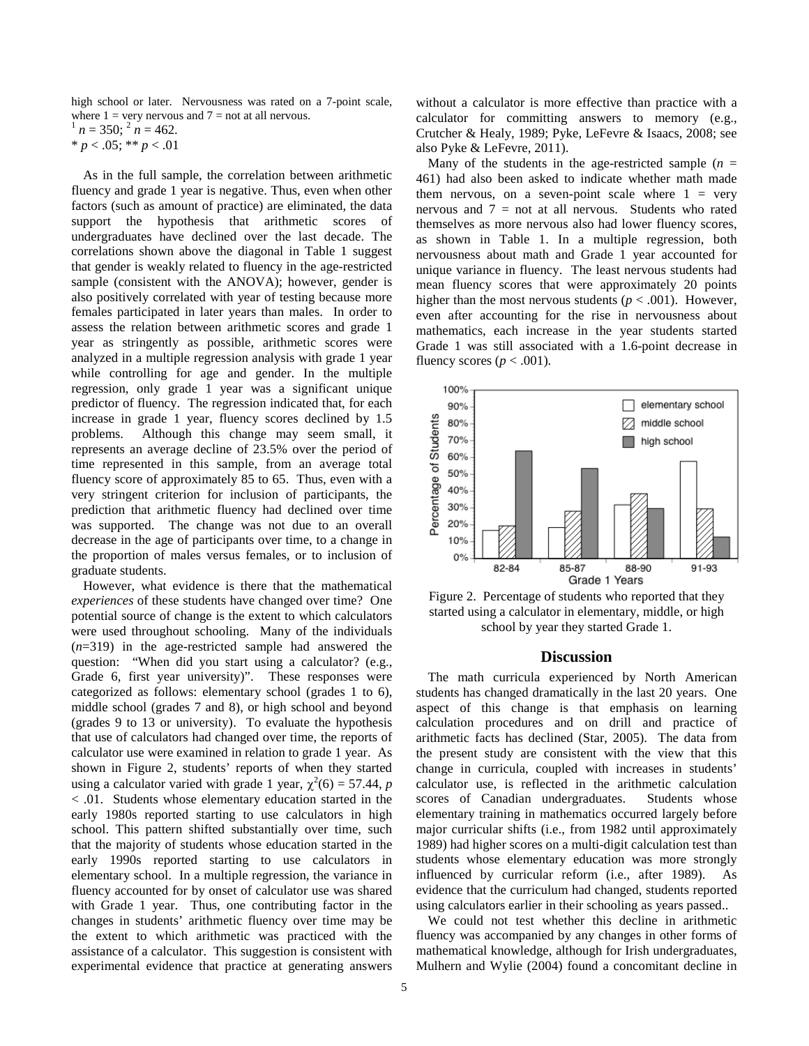high school or later. Nervousness was rated on a 7-point scale, where 1 = very nervous and 7 = not at all nervous.
[1] $n = 350$; [2] $n = 462$.
* $p < .05$; ** $p < .01$

As in the full sample, the correlation between arithmetic fluency and grade 1 year is negative. Thus, even when other factors (such as amount of practice) are eliminated, the data support the hypothesis that arithmetic scores of undergraduates have declined over the last decade. The correlations shown above the diagonal in Table 1 suggest that gender is weakly related to fluency in the age-restricted sample (consistent with the ANOVA); however, gender is also positively correlated with year of testing because more females participated in later years than males. In order to assess the relation between arithmetic scores and grade 1 year as stringently as possible, arithmetic scores were analyzed in a multiple regression analysis with grade 1 year while controlling for age and gender. In the multiple regression, only grade 1 year was a significant unique predictor of fluency. The regression indicated that, for each increase in grade 1 year, fluency scores declined by 1.5 problems. Although this change may seem small, it represents an average decline of 23.5% over the period of time represented in this sample, from an average total fluency score of approximately 85 to 65. Thus, even with a very stringent criterion for inclusion of participants, the prediction that arithmetic fluency had declined over time was supported. The change was not due to an overall decrease in the age of participants over time, to a change in the proportion of males versus females, or to inclusion of graduate students.

However, what evidence is there that the mathematical *experiences* of these students have changed over time? One potential source of change is the extent to which calculators were used throughout schooling. Many of the individuals ($n$=319) in the age-restricted sample had answered the question: "When did you start using a calculator? (e.g., Grade 6, first year university)". These responses were categorized as follows: elementary school (grades 1 to 6), middle school (grades 7 and 8), or high school and beyond (grades 9 to 13 or university). To evaluate the hypothesis that use of calculators had changed over time, the reports of calculator use were examined in relation to grade 1 year. As shown in Figure 2, students' reports of when they started using a calculator varied with grade 1 year, $\chi^2(6) = 57.44$, $p < .01$. Students whose elementary education started in the early 1980s reported starting to use calculators in high school. This pattern shifted substantially over time, such that the majority of students whose education started in the early 1990s reported starting to use calculators in elementary school. In a multiple regression, the variance in fluency accounted for by onset of calculator use was shared with Grade 1 year. Thus, one contributing factor in the changes in students' arithmetic fluency over time may be the extent to which arithmetic was practiced with the assistance of a calculator. This suggestion is consistent with experimental evidence that practice at generating answers without a calculator is more effective than practice with a calculator for committing answers to memory (e.g., Crutcher & Healy, 1989; Pyke, LeFevre & Isaacs, 2008; see also Pyke & LeFevre, 2011).

Many of the students in the age-restricted sample ($n$ = 461) had also been asked to indicate whether math made them nervous, on a seven-point scale where 1 = very nervous and 7 = not at all nervous. Students who rated themselves as more nervous also had lower fluency scores, as shown in Table 1. In a multiple regression, both nervousness about math and Grade 1 year accounted for unique variance in fluency. The least nervous students had mean fluency scores that were approximately 20 points higher than the most nervous students ($p < .001$). However, even after accounting for the rise in nervousness about mathematics, each increase in the year students started Grade 1 was still associated with a 1.6-point decrease in fluency scores ($p < .001$).

Figure 2. Percentage of students who reported that they started using a calculator in elementary, middle, or high school by year they started Grade 1.

## Discussion

The math curricula experienced by North American students has changed dramatically in the last 20 years. One aspect of this change is that emphasis on learning calculation procedures and on drill and practice of arithmetic facts has declined (Star, 2005). The data from the present study are consistent with the view that this change in curricula, coupled with increases in students' calculator use, is reflected in the arithmetic calculation scores of Canadian undergraduates. Students whose elementary training in mathematics occurred largely before major curricular shifts (i.e., from 1982 until approximately 1989) had higher scores on a multi-digit calculation test than students whose elementary education was more strongly influenced by curricular reform (i.e., after 1989). As evidence that the curriculum had changed, students reported using calculators earlier in their schooling as years passed..

We could not test whether this decline in arithmetic fluency was accompanied by any changes in other forms of mathematical knowledge, although for Irish undergraduates, Mulhern and Wylie (2004) found a concomitant decline in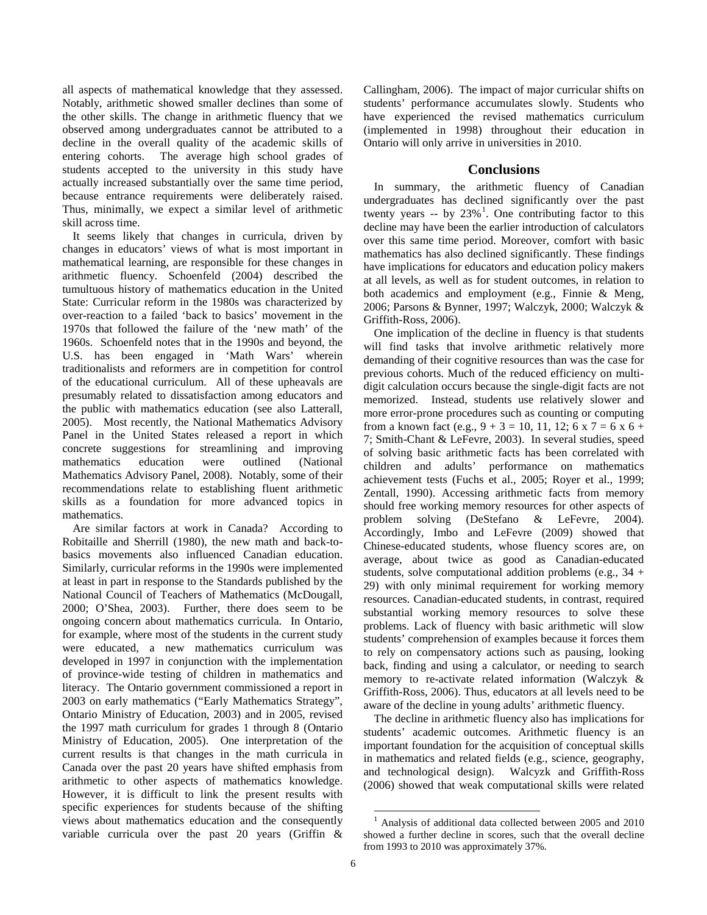all aspects of mathematical knowledge that they assessed. Notably, arithmetic showed smaller declines than some of the other skills. The change in arithmetic fluency that we observed among undergraduates cannot be attributed to a decline in the overall quality of the academic skills of entering cohorts. The average high school grades of students accepted to the university in this study have actually increased substantially over the same time period, because entrance requirements were deliberately raised. Thus, minimally, we expect a similar level of arithmetic skill across time.

It seems likely that changes in curricula, driven by changes in educators' views of what is most important in mathematical learning, are responsible for these changes in arithmetic fluency. Schoenfeld (2004) described the tumultuous history of mathematics education in the United State: Curricular reform in the 1980s was characterized by over-reaction to a failed 'back to basics' movement in the 1970s that followed the failure of the 'new math' of the 1960s. Schoenfeld notes that in the 1990s and beyond, the U.S. has been engaged in 'Math Wars' wherein traditionalists and reformers are in competition for control of the educational curriculum. All of these upheavals are presumably related to dissatisfaction among educators and the public with mathematics education (see also Latterall, 2005). Most recently, the National Mathematics Advisory Panel in the United States released a report in which concrete suggestions for streamlining and improving mathematics education were outlined (National Mathematics Advisory Panel, 2008). Notably, some of their recommendations relate to establishing fluent arithmetic skills as a foundation for more advanced topics in mathematics.

Are similar factors at work in Canada? According to Robitaille and Sherrill (1980), the new math and back-to-basics movements also influenced Canadian education. Similarly, curricular reforms in the 1990s were implemented at least in part in response to the Standards published by the National Council of Teachers of Mathematics (McDougall, 2000; O'Shea, 2003). Further, there does seem to be ongoing concern about mathematics curricula. In Ontario, for example, where most of the students in the current study were educated, a new mathematics curriculum was developed in 1997 in conjunction with the implementation of province-wide testing of children in mathematics and literacy. The Ontario government commissioned a report in 2003 on early mathematics ("Early Mathematics Strategy", Ontario Ministry of Education, 2003) and in 2005, revised the 1997 math curriculum for grades 1 through 8 (Ontario Ministry of Education, 2005). One interpretation of the current results is that changes in the math curricula in Canada over the past 20 years have shifted emphasis from arithmetic to other aspects of mathematics knowledge. However, it is difficult to link the present results with specific experiences for students because of the shifting views about mathematics education and the consequently variable curricula over the past 20 years (Griffin & Callingham, 2006). The impact of major curricular shifts on students' performance accumulates slowly. Students who have experienced the revised mathematics curriculum (implemented in 1998) throughout their education in Ontario will only arrive in universities in 2010.

## Conclusions

In summary, the arithmetic fluency of Canadian undergraduates has declined significantly over the past twenty years -- by 23%[1]. One contributing factor to this decline may have been the earlier introduction of calculators over this same time period. Moreover, comfort with basic mathematics has also declined significantly. These findings have implications for educators and education policy makers at all levels, as well as for student outcomes, in relation to both academics and employment (e.g., Finnie & Meng, 2006; Parsons & Bynner, 1997; Walczyk, 2000; Walczyk & Griffith-Ross, 2006).

One implication of the decline in fluency is that students will find tasks that involve arithmetic relatively more demanding of their cognitive resources than was the case for previous cohorts. Much of the reduced efficiency on multi-digit calculation occurs because the single-digit facts are not memorized. Instead, students use relatively slower and more error-prone procedures such as counting or computing from a known fact (e.g., $9 + 3 = 10, 11, 12$; $6 \times 7 = 6 \times 6 + 7$; Smith-Chant & LeFevre, 2003). In several studies, speed of solving basic arithmetic facts has been correlated with children and adults' performance on mathematics achievement tests (Fuchs et al., 2005; Royer et al., 1999; Zentall, 1990). Accessing arithmetic facts from memory should free working memory resources for other aspects of problem solving (DeStefano & LeFevre, 2004). Accordingly, Imbo and LeFevre (2009) showed that Chinese-educated students, whose fluency scores are, on average, about twice as good as Canadian-educated students, solve computational addition problems (e.g., $34 + 29$) with only minimal requirement for working memory resources. Canadian-educated students, in contrast, required substantial working memory resources to solve these problems. Lack of fluency with basic arithmetic will slow students' comprehension of examples because it forces them to rely on compensatory actions such as pausing, looking back, finding and using a calculator, or needing to search memory to re-activate related information (Walczyk & Griffith-Ross, 2006). Thus, educators at all levels need to be aware of the decline in young adults' arithmetic fluency.

The decline in arithmetic fluency also has implications for students' academic outcomes. Arithmetic fluency is an important foundation for the acquisition of conceptual skills in mathematics and related fields (e.g., science, geography, and technological design). Walcyzk and Griffith-Ross (2006) showed that weak computational skills were related

[1] Analysis of additional data collected between 2005 and 2010 showed a further decline in scores, such that the overall decline from 1993 to 2010 was approximately 37%.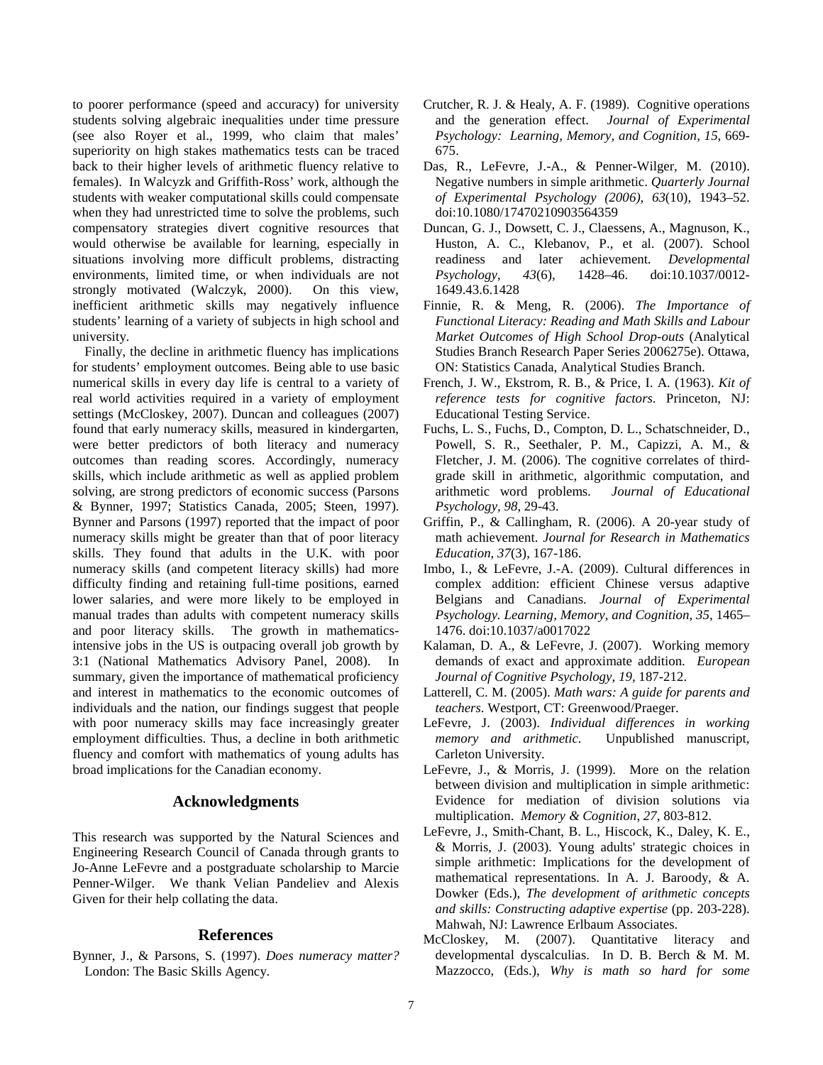to poorer performance (speed and accuracy) for university students solving algebraic inequalities under time pressure (see also Royer et al., 1999, who claim that males' superiority on high stakes mathematics tests can be traced back to their higher levels of arithmetic fluency relative to females). In Walcyzk and Griffith-Ross' work, although the students with weaker computational skills could compensate when they had unrestricted time to solve the problems, such compensatory strategies divert cognitive resources that would otherwise be available for learning, especially in situations involving more difficult problems, distracting environments, limited time, or when individuals are not strongly motivated (Walczyk, 2000). On this view, inefficient arithmetic skills may negatively influence students' learning of a variety of subjects in high school and university.

Finally, the decline in arithmetic fluency has implications for students' employment outcomes. Being able to use basic numerical skills in every day life is central to a variety of real world activities required in a variety of employment settings (McCloskey, 2007). Duncan and colleagues (2007) found that early numeracy skills, measured in kindergarten, were better predictors of both literacy and numeracy outcomes than reading scores. Accordingly, numeracy skills, which include arithmetic as well as applied problem solving, are strong predictors of economic success (Parsons & Bynner, 1997; Statistics Canada, 2005; Steen, 1997). Bynner and Parsons (1997) reported that the impact of poor numeracy skills might be greater than that of poor literacy skills. They found that adults in the U.K. with poor numeracy skills (and competent literacy skills) had more difficulty finding and retaining full-time positions, earned lower salaries, and were more likely to be employed in manual trades than adults with competent numeracy skills and poor literacy skills. The growth in mathematics-intensive jobs in the US is outpacing overall job growth by 3:1 (National Mathematics Advisory Panel, 2008). In summary, given the importance of mathematical proficiency and interest in mathematics to the economic outcomes of individuals and the nation, our findings suggest that people with poor numeracy skills may face increasingly greater employment difficulties. Thus, a decline in both arithmetic fluency and comfort with mathematics of young adults has broad implications for the Canadian economy.

## Acknowledgments

This research was supported by the Natural Sciences and Engineering Research Council of Canada through grants to Jo-Anne LeFevre and a postgraduate scholarship to Marcie Penner-Wilger. We thank Velian Pandeliev and Alexis Given for their help collating the data.

## References

Bynner, J., & Parsons, S. (1997). *Does numeracy matter?* London: The Basic Skills Agency.

Crutcher, R. J. & Healy, A. F. (1989). Cognitive operations and the generation effect. *Journal of Experimental Psychology: Learning, Memory, and Cognition, 15,* 669-675.

Das, R., LeFevre, J.-A., & Penner-Wilger, M. (2010). Negative numbers in simple arithmetic. *Quarterly Journal of Experimental Psychology (2006)*, *63*(10), 1943–52. doi:10.1080/17470210903564359

Duncan, G. J., Dowsett, C. J., Claessens, A., Magnuson, K., Huston, A. C., Klebanov, P., et al. (2007). School readiness and later achievement. *Developmental Psychology*, *43*(6), 1428–46. doi:10.1037/0012-1649.43.6.1428

Finnie, R. & Meng, R. (2006). *The Importance of Functional Literacy: Reading and Math Skills and Labour Market Outcomes of High School Drop-outs* (Analytical Studies Branch Research Paper Series 2006275e). Ottawa, ON: Statistics Canada, Analytical Studies Branch.

French, J. W., Ekstrom, R. B., & Price, I. A. (1963). *Kit of reference tests for cognitive factors*. Princeton, NJ: Educational Testing Service.

Fuchs, L. S., Fuchs, D., Compton, D. L., Schatschneider, D., Powell, S. R., Seethaler, P. M., Capizzi, A. M., & Fletcher, J. M. (2006). The cognitive correlates of third-grade skill in arithmetic, algorithmic computation, and arithmetic word problems. *Journal of Educational Psychology, 98*, 29-43.

Griffin, P., & Callingham, R. (2006). A 20-year study of math achievement. *Journal for Research in Mathematics Education, 37*(3), 167-186.

Imbo, I., & LeFevre, J.-A. (2009). Cultural differences in complex addition: efficient Chinese versus adaptive Belgians and Canadians. *Journal of Experimental Psychology. Learning, Memory, and Cognition, 35*, 1465–1476. doi:10.1037/a0017022

Kalaman, D. A., & LeFevre, J. (2007). Working memory demands of exact and approximate addition. *European Journal of Cognitive Psychology, 19,* 187-212.

Latterell, C. M. (2005). *Math wars: A guide for parents and teachers*. Westport, CT: Greenwood/Praeger.

LeFevre, J. (2003). *Individual differences in working memory and arithmetic.* Unpublished manuscript, Carleton University.

LeFevre, J., & Morris, J. (1999). More on the relation between division and multiplication in simple arithmetic: Evidence for mediation of division solutions via multiplication. *Memory & Cognition, 27*, 803-812.

LeFevre, J., Smith-Chant, B. L., Hiscock, K., Daley, K. E., & Morris, J. (2003). Young adults' strategic choices in simple arithmetic: Implications for the development of mathematical representations. In A. J. Baroody, & A. Dowker (Eds.), *The development of arithmetic concepts and skills: Constructing adaptive expertise* (pp. 203-228). Mahwah, NJ: Lawrence Erlbaum Associates.

McCloskey, M. (2007). Quantitative literacy and developmental dyscalculias. In D. B. Berch & M. M. Mazzocco, (Eds.), *Why is math so hard for some*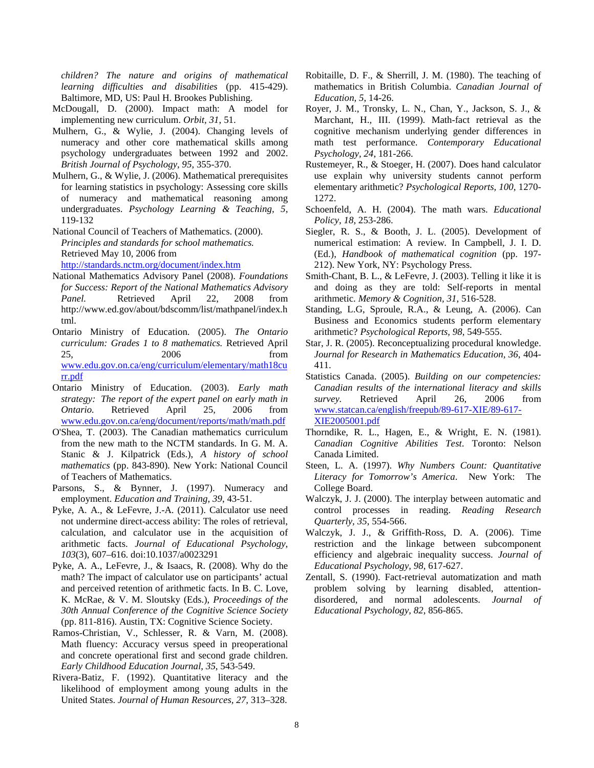*children? The nature and origins of mathematical learning difficulties and disabilities* (pp. 415-429). Baltimore, MD, US: Paul H. Brookes Publishing.

McDougall, D. (2000). Impact math: A model for implementing new curriculum. *Orbit, 31*, 51.

Mulhern, G., & Wylie, J. (2004). Changing levels of numeracy and other core mathematical skills among psychology undergraduates between 1992 and 2002. *British Journal of Psychology, 95*, 355-370.

Mulhern, G., & Wylie, J. (2006). Mathematical prerequisites for learning statistics in psychology: Assessing core skills of numeracy and mathematical reasoning among undergraduates. *Psychology Learning & Teaching, 5*, 119-132

National Council of Teachers of Mathematics. (2000). *Principles and standards for school mathematics.* Retrieved May 10, 2006 from http://standards.nctm.org/document/index.htm

National Mathematics Advisory Panel (2008). *Foundations for Success: Report of the National Mathematics Advisory Panel.* Retrieved April 22, 2008 from http://www.ed.gov/about/bdscomm/list/mathpanel/index.html.

Ontario Ministry of Education. (2005). *The Ontario curriculum: Grades 1 to 8 mathematics.* Retrieved April 25, 2006 from www.edu.gov.on.ca/eng/curriculum/elementary/math18curr.pdf

Ontario Ministry of Education. (2003). *Early math strategy: The report of the expert panel on early math in Ontario.* Retrieved April 25, 2006 from www.edu.gov.on.ca/eng/document/reports/math/math.pdf

O'Shea, T. (2003). The Canadian mathematics curriculum from the new math to the NCTM standards. In G. M. A. Stanic & J. Kilpatrick (Eds.), *A history of school mathematics* (pp. 843-890). New York: National Council of Teachers of Mathematics.

Parsons, S., & Bynner, J. (1997). Numeracy and employment. *Education and Training, 39*, 43-51.

Pyke, A. A., & LeFevre, J.-A. (2011). Calculator use need not undermine direct-access ability: The roles of retrieval, calculation, and calculator use in the acquisition of arithmetic facts. *Journal of Educational Psychology, 103*(3), 607–616. doi:10.1037/a0023291

Pyke, A. A., LeFevre, J., & Isaacs, R. (2008). Why do the math? The impact of calculator use on participants' actual and perceived retention of arithmetic facts. In B. C. Love, K. McRae, & V. M. Sloutsky (Eds.), *Proceedings of the 30th Annual Conference of the Cognitive Science Society* (pp. 811-816). Austin, TX: Cognitive Science Society.

Ramos-Christian, V., Schlesser, R. & Varn, M. (2008). Math fluency: Accuracy versus speed in preoperational and concrete operational first and second grade children. *Early Childhood Education Journal, 35*, 543-549.

Rivera-Batiz, F. (1992). Quantitative literacy and the likelihood of employment among young adults in the United States. *Journal of Human Resources, 27*, 313–328.

Robitaille, D. F., & Sherrill, J. M. (1980). The teaching of mathematics in British Columbia. *Canadian Journal of Education, 5*, 14-26.

Royer, J. M., Tronsky, L. N., Chan, Y., Jackson, S. J., & Marchant, H., III. (1999). Math-fact retrieval as the cognitive mechanism underlying gender differences in math test performance. *Contemporary Educational Psychology, 24*, 181-266.

Rustemeyer, R., & Stoeger, H. (2007). Does hand calculator use explain why university students cannot perform elementary arithmetic? *Psychological Reports, 100*, 1270-1272.

Schoenfeld, A. H. (2004). The math wars. *Educational Policy, 18*, 253-286.

Siegler, R. S., & Booth, J. L. (2005). Development of numerical estimation: A review. In Campbell, J. I. D. (Ed.), *Handbook of mathematical cognition* (pp. 197-212). New York, NY: Psychology Press.

Smith-Chant, B. L., & LeFevre, J. (2003). Telling it like it is and doing as they are told: Self-reports in mental arithmetic. *Memory & Cognition, 31*, 516-528.

Standing, L.G, Sproule, R.A., & Leung, A. (2006). Can Business and Economics students perform elementary arithmetic? *Psychological Reports, 98*, 549-555.

Star, J. R. (2005). Reconceptualizing procedural knowledge. *Journal for Research in Mathematics Education, 36*, 404-411.

Statistics Canada. (2005). *Building on our competencies: Canadian results of the international literacy and skills survey.* Retrieved April 26, 2006 from www.statcan.ca/english/freepub/89-617-XIE/89-617-XIE2005001.pdf

Thorndike, R. L., Hagen, E., & Wright, E. N. (1981). *Canadian Cognitive Abilities Test*. Toronto: Nelson Canada Limited.

Steen, L. A. (1997). *Why Numbers Count: Quantitative Literacy for Tomorrow's America*. New York: The College Board.

Walczyk, J. J. (2000). The interplay between automatic and control processes in reading. *Reading Research Quarterly, 35*, 554-566.

Walczyk, J. J., & Griffith-Ross, D. A. (2006). Time restriction and the linkage between subcomponent efficiency and algebraic inequality success. *Journal of Educational Psychology, 98*, 617-627.

Zentall, S. (1990). Fact-retrieval automatization and math problem solving by learning disabled, attention-disordered, and normal adolescents. *Journal of Educational Psychology, 82*, 856-865.